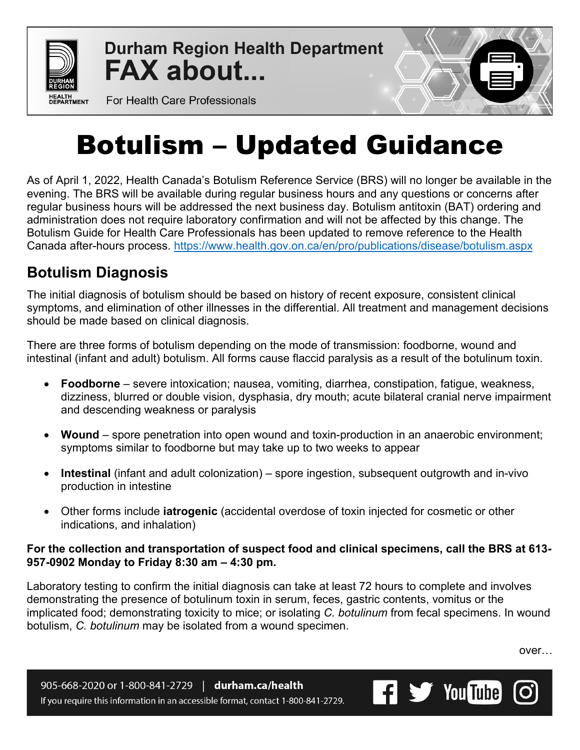# Durham Region Health Department FAX about...

For Health Care Professionals

# Botulism – Updated Guidance

As of April 1, 2022, Health Canada's Botulism Reference Service (BRS) will no longer be available in the evening. The BRS will be available during regular business hours and any questions or concerns after regular business hours will be addressed the next business day. Botulism antitoxin (BAT) ordering and administration does not require laboratory confirmation and will not be affected by this change. The Botulism Guide for Health Care Professionals has been updated to remove reference to the Health Canada after-hours process. https://www.health.gov.on.ca/en/pro/publications/disease/botulism.aspx

## Botulism Diagnosis

The initial diagnosis of botulism should be based on history of recent exposure, consistent clinical symptoms, and elimination of other illnesses in the differential. All treatment and management decisions should be made based on clinical diagnosis.

There are three forms of botulism depending on the mode of transmission: foodborne, wound and intestinal (infant and adult) botulism. All forms cause flaccid paralysis as a result of the botulinum toxin.

- **Foodborne** – severe intoxication; nausea, vomiting, diarrhea, constipation, fatigue, weakness, dizziness, blurred or double vision, dysphasia, dry mouth; acute bilateral cranial nerve impairment and descending weakness or paralysis
- **Wound** – spore penetration into open wound and toxin-production in an anaerobic environment; symptoms similar to foodborne but may take up to two weeks to appear
- **Intestinal** (infant and adult colonization) – spore ingestion, subsequent outgrowth and in-vivo production in intestine
- Other forms include **iatrogenic** (accidental overdose of toxin injected for cosmetic or other indications, and inhalation)

**For the collection and transportation of suspect food and clinical specimens, call the BRS at 613-957-0902 Monday to Friday 8:30 am – 4:30 pm.**

Laboratory testing to confirm the initial diagnosis can take at least 72 hours to complete and involves demonstrating the presence of botulinum toxin in serum, feces, gastric contents, vomitus or the implicated food; demonstrating toxicity to mice; or isolating *C. botulinum* from fecal specimens. In wound botulism, *C. botulinum* may be isolated from a wound specimen.

over…

905-668-2020 or 1-800-841-2729 | durham.ca/health
If you require this information in an accessible format, contact 1-800-841-2729.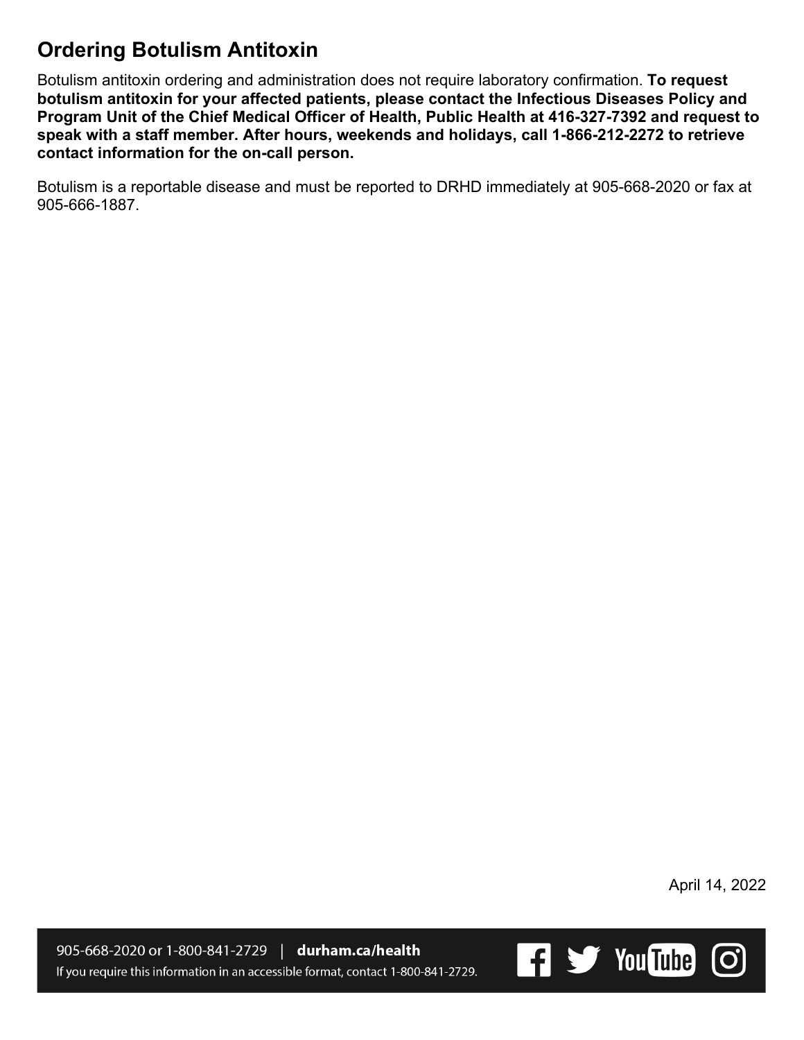## Ordering Botulism Antitoxin

Botulism antitoxin ordering and administration does not require laboratory confirmation. **To request botulism antitoxin for your affected patients, please contact the Infectious Diseases Policy and Program Unit of the Chief Medical Officer of Health, Public Health at 416-327-7392 and request to speak with a staff member. After hours, weekends and holidays, call 1-866-212-2272 to retrieve contact information for the on-call person.**

Botulism is a reportable disease and must be reported to DRHD immediately at 905-668-2020 or fax at 905-666-1887.

April 14, 2022

905-668-2020 or 1-800-841-2729 | **durham.ca/health**

If you require this information in an accessible format, contact 1-800-841-2729.